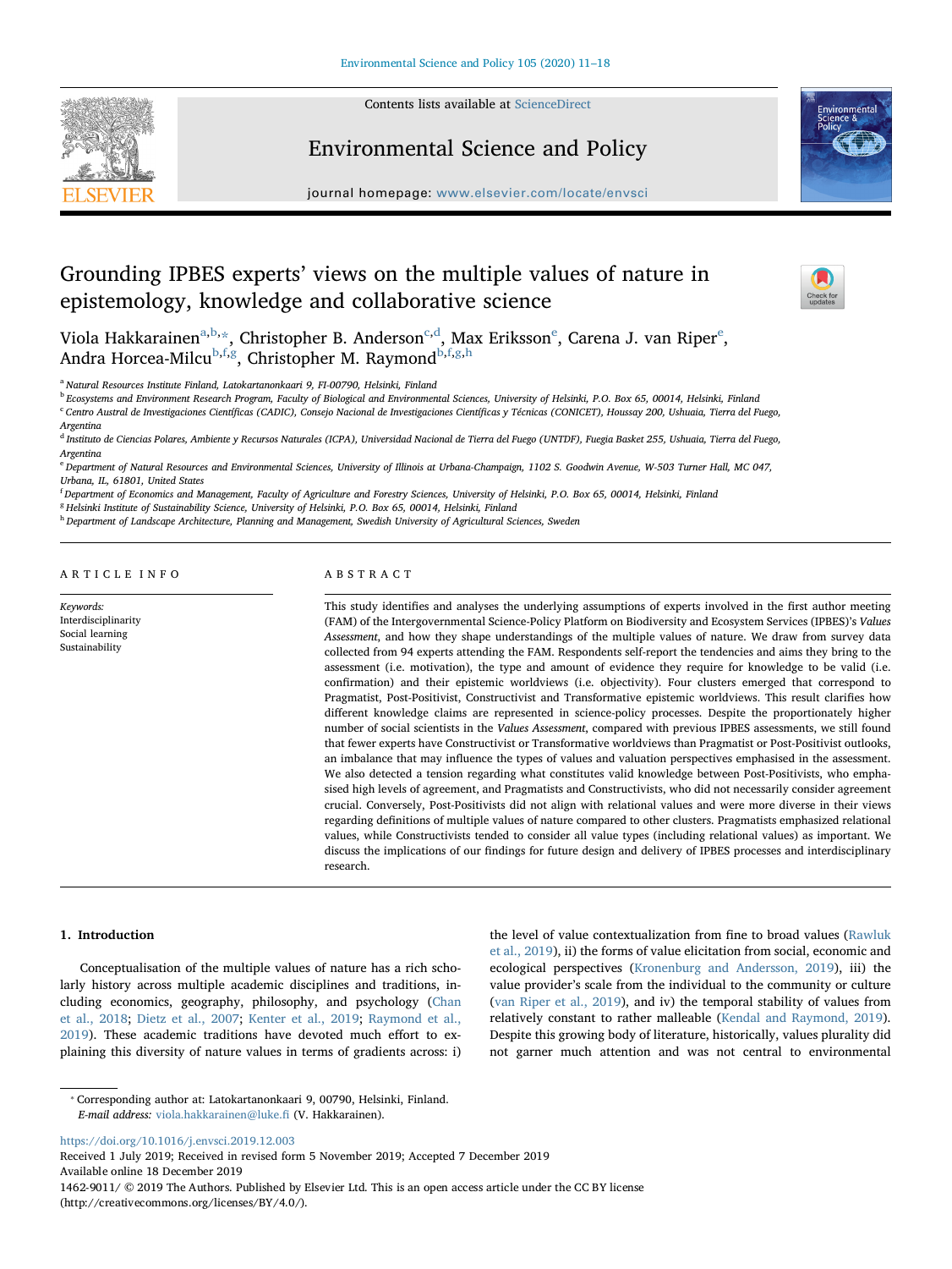# Grounding IPBES experts' views on the multiple values of nature in epistemology, knowledge and collaborative science

Viola Hakkarainen[a,b,*], Christopher B. Anderson[c,d], Max Eriksson[e], Carena J. van Riper[e], Andra Horcea-Milcu[b,f,g], Christopher M. Raymond[b,f,g,h]

[a] Natural Resources Institute Finland, Latokartanonkaari 9, FI-00790, Helsinki, Finland

[b] Ecosystems and Environment Research Program, Faculty of Biological and Environmental Sciences, University of Helsinki, P.O. Box 65, 00014, Helsinki, Finland

[c] Centro Austral de Investigaciones Científicas (CADIC), Consejo Nacional de Investigaciones Científicas y Técnicas (CONICET), Houssay 200, Ushuaia, Tierra del Fuego, Argentina

[d] Instituto de Ciencias Polares, Ambiente y Recursos Naturales (ICPA), Universidad Nacional de Tierra del Fuego (UNTDF), Fuegia Basket 255, Ushuaia, Tierra del Fuego, Argentina

[e] Department of Natural Resources and Environmental Sciences, University of Illinois at Urbana-Champaign, 1102 S. Goodwin Avenue, W-503 Turner Hall, MC 047, Urbana, IL, 61801, United States

[f] Department of Economics and Management, Faculty of Agriculture and Forestry Sciences, University of Helsinki, P.O. Box 65, 00014, Helsinki, Finland

[g] Helsinki Institute of Sustainability Science, University of Helsinki, P.O. Box 65, 00014, Helsinki, Finland

[h] Department of Landscape Architecture, Planning and Management, Swedish University of Agricultural Sciences, Sweden

## ARTICLE INFO

*Keywords:*
Interdisciplinarity
Social learning
Sustainability

## ABSTRACT

This study identifies and analyses the underlying assumptions of experts involved in the first author meeting (FAM) of the Intergovernmental Science-Policy Platform on Biodiversity and Ecosystem Services (IPBES)'s *Values Assessment*, and how they shape understandings of the multiple values of nature. We draw from survey data collected from 94 experts attending the FAM. Respondents self-report the tendencies and aims they bring to the assessment (i.e. motivation), the type and amount of evidence they require for knowledge to be valid (i.e. confirmation) and their epistemic worldviews (i.e. objectivity). Four clusters emerged that correspond to Pragmatist, Post-Positivist, Constructivist and Transformative epistemic worldviews. This result clarifies how different knowledge claims are represented in science-policy processes. Despite the proportionately higher number of social scientists in the *Values Assessment*, compared with previous IPBES assessments, we still found that fewer experts have Constructivist or Transformative worldviews than Pragmatist or Post-Positivist outlooks, an imbalance that may influence the types of values and valuation perspectives emphasised in the assessment. We also detected a tension regarding what constitutes valid knowledge between Post-Positivists, who emphasised high levels of agreement, and Pragmatists and Constructivists, who did not necessarily consider agreement crucial. Conversely, Post-Positivists did not align with relational values and were more diverse in their views regarding definitions of multiple values of nature compared to other clusters. Pragmatists emphasized relational values, while Constructivists tended to consider all value types (including relational values) as important. We discuss the implications of our findings for future design and delivery of IPBES processes and interdisciplinary research.

## 1. Introduction

Conceptualisation of the multiple values of nature has a rich scholarly history across multiple academic disciplines and traditions, including economics, geography, philosophy, and psychology (Chan et al., 2018; Dietz et al., 2007; Kenter et al., 2019; Raymond et al., 2019). These academic traditions have devoted much effort to explaining this diversity of nature values in terms of gradients across: i) the level of value contextualization from fine to broad values (Rawluk et al., 2019), ii) the forms of value elicitation from social, economic and ecological perspectives (Kronenburg and Andersson, 2019), iii) the value provider's scale from the individual to the community or culture (van Riper et al., 2019), and iv) the temporal stability of values from relatively constant to rather malleable (Kendal and Raymond, 2019). Despite this growing body of literature, historically, values plurality did not garner much attention and was not central to environmental

* Corresponding author at: Latokartanonkaari 9, 00790, Helsinki, Finland.
*E-mail address:* viola.hakkarainen@luke.fi (V. Hakkarainen).

https://doi.org/10.1016/j.envsci.2019.12.003
Received 1 July 2019; Received in revised form 5 November 2019; Accepted 7 December 2019
Available online 18 December 2019
1462-9011/ © 2019 The Authors. Published by Elsevier Ltd. This is an open access article under the CC BY license (http://creativecommons.org/licenses/BY/4.0/).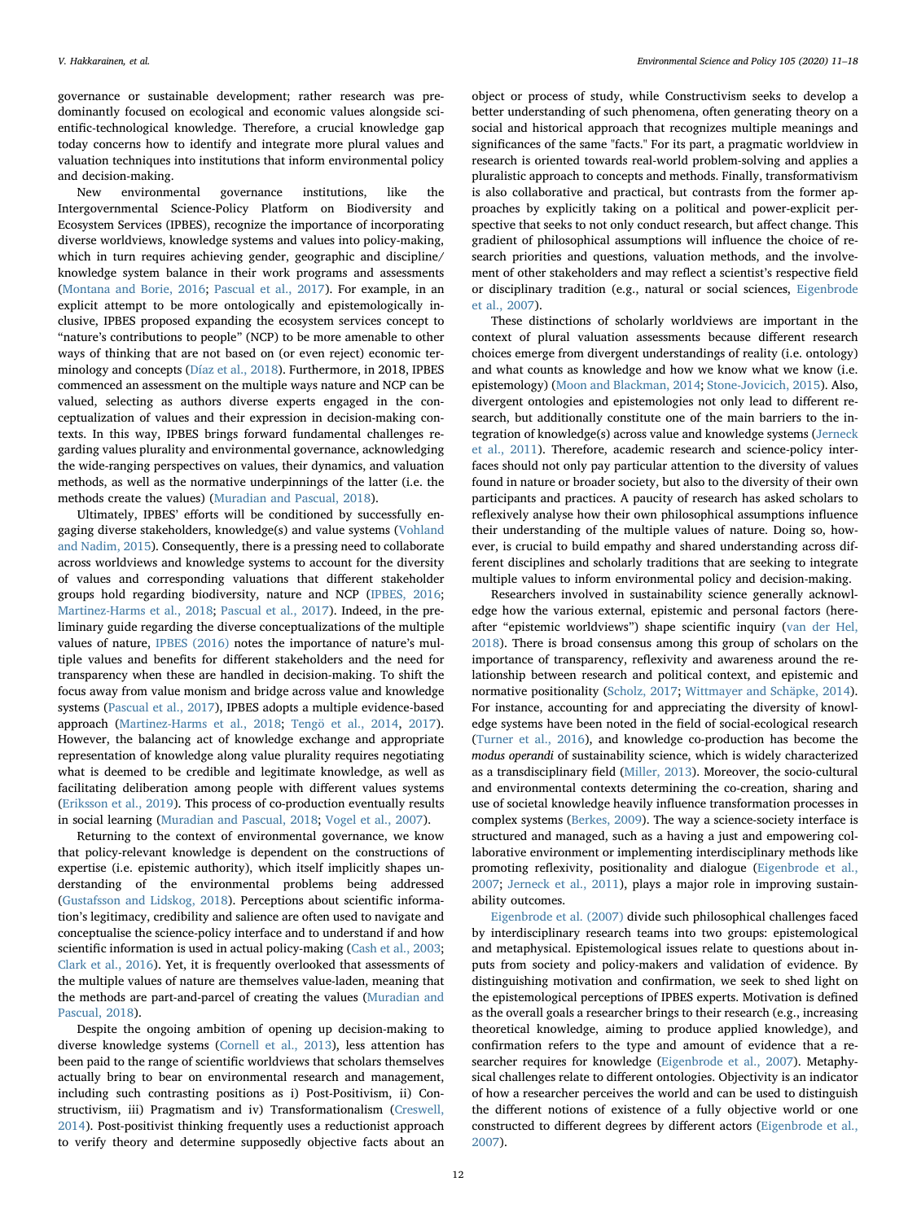governance or sustainable development; rather research was predominantly focused on ecological and economic values alongside scientific-technological knowledge. Therefore, a crucial knowledge gap today concerns how to identify and integrate more plural values and valuation techniques into institutions that inform environmental policy and decision-making.

New environmental governance institutions, like the Intergovernmental Science-Policy Platform on Biodiversity and Ecosystem Services (IPBES), recognize the importance of incorporating diverse worldviews, knowledge systems and values into policy-making, which in turn requires achieving gender, geographic and discipline/knowledge system balance in their work programs and assessments (Montana and Borie, 2016; Pascual et al., 2017). For example, in an explicit attempt to be more ontologically and epistemologically inclusive, IPBES proposed expanding the ecosystem services concept to "nature's contributions to people" (NCP) to be more amenable to other ways of thinking that are not based on (or even reject) economic terminology and concepts (Díaz et al., 2018). Furthermore, in 2018, IPBES commenced an assessment on the multiple ways nature and NCP can be valued, selecting as authors diverse experts engaged in the conceptualization of values and their expression in decision-making contexts. In this way, IPBES brings forward fundamental challenges regarding values plurality and environmental governance, acknowledging the wide-ranging perspectives on values, their dynamics, and valuation methods, as well as the normative underpinnings of the latter (i.e. the methods create the values) (Muradian and Pascual, 2018).

Ultimately, IPBES' efforts will be conditioned by successfully engaging diverse stakeholders, knowledge(s) and value systems (Vohland and Nadim, 2015). Consequently, there is a pressing need to collaborate across worldviews and knowledge systems to account for the diversity of values and corresponding valuations that different stakeholder groups hold regarding biodiversity, nature and NCP (IPBES, 2016; Martinez-Harms et al., 2018; Pascual et al., 2017). Indeed, in the preliminary guide regarding the diverse conceptualizations of the multiple values of nature, IPBES (2016) notes the importance of nature's multiple values and benefits for different stakeholders and the need for transparency when these are handled in decision-making. To shift the focus away from value monism and bridge across value and knowledge systems (Pascual et al., 2017), IPBES adopts a multiple evidence-based approach (Martinez-Harms et al., 2018; Tengö et al., 2014, 2017). However, the balancing act of knowledge exchange and appropriate representation of knowledge along value plurality requires negotiating what is deemed to be credible and legitimate knowledge, as well as facilitating deliberation among people with different values systems (Eriksson et al., 2019). This process of co-production eventually results in social learning (Muradian and Pascual, 2018; Vogel et al., 2007).

Returning to the context of environmental governance, we know that policy-relevant knowledge is dependent on the constructions of expertise (i.e. epistemic authority), which itself implicitly shapes understanding of the environmental problems being addressed (Gustafsson and Lidskog, 2018). Perceptions about scientific information's legitimacy, credibility and salience are often used to navigate and conceptualise the science-policy interface and to understand if and how scientific information is used in actual policy-making (Cash et al., 2003; Clark et al., 2016). Yet, it is frequently overlooked that assessments of the multiple values of nature are themselves value-laden, meaning that the methods are part-and-parcel of creating the values (Muradian and Pascual, 2018).

Despite the ongoing ambition of opening up decision-making to diverse knowledge systems (Cornell et al., 2013), less attention has been paid to the range of scientific worldviews that scholars themselves actually bring to bear on environmental research and management, including such contrasting positions as i) Post-Positivism, ii) Constructivism, iii) Pragmatism and iv) Transformationalism (Creswell, 2014). Post-positivist thinking frequently uses a reductionist approach to verify theory and determine supposedly objective facts about an object or process of study, while Constructivism seeks to develop a better understanding of such phenomena, often generating theory on a social and historical approach that recognizes multiple meanings and significances of the same "facts." For its part, a pragmatic worldview in research is oriented towards real-world problem-solving and applies a pluralistic approach to concepts and methods. Finally, transformativism is also collaborative and practical, but contrasts from the former approaches by explicitly taking on a political and power-explicit perspective that seeks to not only conduct research, but affect change. This gradient of philosophical assumptions will influence the choice of research priorities and questions, valuation methods, and the involvement of other stakeholders and may reflect a scientist's respective field or disciplinary tradition (e.g., natural or social sciences, Eigenbrode et al., 2007).

These distinctions of scholarly worldviews are important in the context of plural valuation assessments because different research choices emerge from divergent understandings of reality (i.e. ontology) and what counts as knowledge and how we know what we know (i.e. epistemology) (Moon and Blackman, 2014; Stone-Jovicich, 2015). Also, divergent ontologies and epistemologies not only lead to different research, but additionally constitute one of the main barriers to the integration of knowledge(s) across value and knowledge systems (Jerneck et al., 2011). Therefore, academic research and science-policy interfaces should not only pay particular attention to the diversity of values found in nature or broader society, but also to the diversity of their own participants and practices. A paucity of research has asked scholars to reflexively analyse how their own philosophical assumptions influence their understanding of the multiple values of nature. Doing so, however, is crucial to build empathy and shared understanding across different disciplines and scholarly traditions that are seeking to integrate multiple values to inform environmental policy and decision-making.

Researchers involved in sustainability science generally acknowledge how the various external, epistemic and personal factors (hereafter "epistemic worldviews") shape scientific inquiry (van der Hel, 2018). There is broad consensus among this group of scholars on the importance of transparency, reflexivity and awareness around the relationship between research and political context, and epistemic and normative positionality (Scholz, 2017; Wittmayer and Schäpke, 2014). For instance, accounting for and appreciating the diversity of knowledge systems have been noted in the field of social-ecological research (Turner et al., 2016), and knowledge co-production has become the *modus operandi* of sustainability science, which is widely characterized as a transdisciplinary field (Miller, 2013). Moreover, the socio-cultural and environmental contexts determining the co-creation, sharing and use of societal knowledge heavily influence transformation processes in complex systems (Berkes, 2009). The way a science-society interface is structured and managed, such as a having a just and empowering collaborative environment or implementing interdisciplinary methods like promoting reflexivity, positionality and dialogue (Eigenbrode et al., 2007; Jerneck et al., 2011), plays a major role in improving sustainability outcomes.

Eigenbrode et al. (2007) divide such philosophical challenges faced by interdisciplinary research teams into two groups: epistemological and metaphysical. Epistemological issues relate to questions about inputs from society and policy-makers and validation of evidence. By distinguishing motivation and confirmation, we seek to shed light on the epistemological perceptions of IPBES experts. Motivation is defined as the overall goals a researcher brings to their research (e.g., increasing theoretical knowledge, aiming to produce applied knowledge), and confirmation refers to the type and amount of evidence that a researcher requires for knowledge (Eigenbrode et al., 2007). Metaphysical challenges relate to different ontologies. Objectivity is an indicator of how a researcher perceives the world and can be used to distinguish the different notions of existence of a fully objective world or one constructed to different degrees by different actors (Eigenbrode et al., 2007).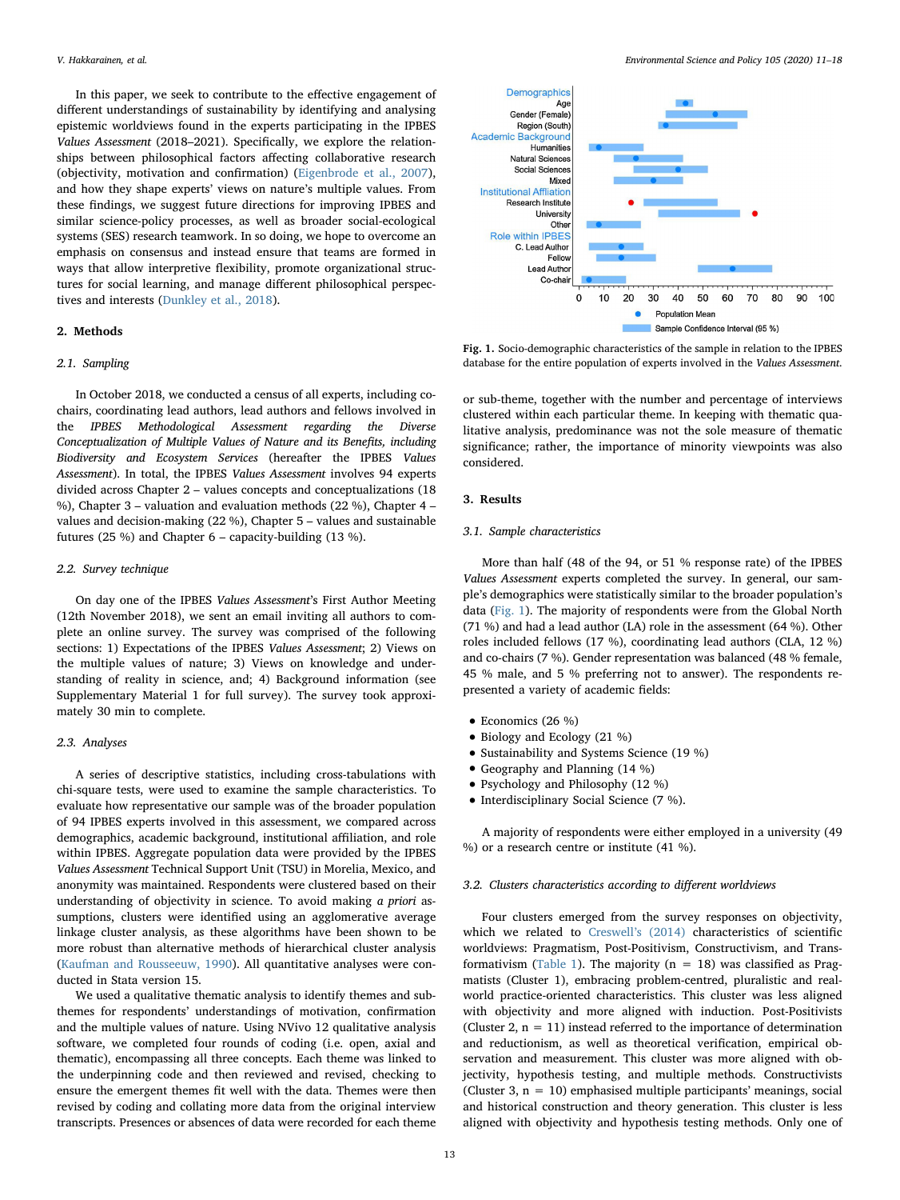In this paper, we seek to contribute to the effective engagement of different understandings of sustainability by identifying and analysing epistemic worldviews found in the experts participating in the IPBES *Values Assessment* (2018–2021). Specifically, we explore the relationships between philosophical factors affecting collaborative research (objectivity, motivation and confirmation) (Eigenbrode et al., 2007), and how they shape experts' views on nature's multiple values. From these findings, we suggest future directions for improving IPBES and similar science-policy processes, as well as broader social-ecological systems (SES) research teamwork. In so doing, we hope to overcome an emphasis on consensus and instead ensure that teams are formed in ways that allow interpretive flexibility, promote organizational structures for social learning, and manage different philosophical perspectives and interests (Dunkley et al., 2018).

## 2. Methods

### 2.1. Sampling

In October 2018, we conducted a census of all experts, including co-chairs, coordinating lead authors, lead authors and fellows involved in the *IPBES Methodological Assessment regarding the Diverse Conceptualization of Multiple Values of Nature and its Benefits, including Biodiversity and Ecosystem Services* (hereafter the IPBES *Values Assessment*). In total, the IPBES *Values Assessment* involves 94 experts divided across Chapter 2 – values concepts and conceptualizations (18 %), Chapter 3 – valuation and evaluation methods (22 %), Chapter 4 – values and decision-making (22 %), Chapter 5 – values and sustainable futures (25 %) and Chapter 6 – capacity-building (13 %).

### 2.2. Survey technique

On day one of the IPBES *Values Assessment*'s First Author Meeting (12th November 2018), we sent an email inviting all authors to complete an online survey. The survey was comprised of the following sections: 1) Expectations of the IPBES *Values Assessment*; 2) Views on the multiple values of nature; 3) Views on knowledge and understanding of reality in science, and; 4) Background information (see Supplementary Material 1 for full survey). The survey took approximately 30 min to complete.

### 2.3. Analyses

A series of descriptive statistics, including cross-tabulations with chi-square tests, were used to examine the sample characteristics. To evaluate how representative our sample was of the broader population of 94 IPBES experts involved in this assessment, we compared across demographics, academic background, institutional affiliation, and role within IPBES. Aggregate population data were provided by the IPBES *Values Assessment* Technical Support Unit (TSU) in Morelia, Mexico, and anonymity was maintained. Respondents were clustered based on their understanding of objectivity in science. To avoid making *a priori* assumptions, clusters were identified using an agglomerative average linkage cluster analysis, as these algorithms have been shown to be more robust than alternative methods of hierarchical cluster analysis (Kaufman and Rousseeuw, 1990). All quantitative analyses were conducted in Stata version 15.

We used a qualitative thematic analysis to identify themes and sub-themes for respondents' understandings of objectivity, motivation, confirmation and the multiple values of nature. Using NVivo 12 qualitative analysis software, we completed four rounds of coding (i.e. open, axial and thematic), encompassing all three concepts. Each theme was linked to the underpinning code and then reviewed and revised, checking to ensure the emergent themes fit well with the data. Themes were then revised by coding and collating more data from the original interview transcripts. Presences or absences of data were recorded for each theme or sub-theme, together with the number and percentage of interviews clustered within each particular theme. In keeping with thematic qualitative analysis, predominance was not the sole measure of thematic significance; rather, the importance of minority viewpoints was also considered.

**Fig. 1.** Socio-demographic characteristics of the sample in relation to the IPBES database for the entire population of experts involved in the *Values Assessment*.

## 3. Results

### 3.1. Sample characteristics

More than half (48 of the 94, or 51 % response rate) of the IPBES *Values Assessment* experts completed the survey. In general, our sample's demographics were statistically similar to the broader population's data (Fig. 1). The majority of respondents were from the Global North (71 %) and had a lead author (LA) role in the assessment (64 %). Other roles included fellows (17 %), coordinating lead authors (CLA, 12 %) and co-chairs (7 %). Gender representation was balanced (48 % female, 45 % male, and 5 % preferring not to answer). The respondents represented a variety of academic fields:

- Economics (26 %)
- Biology and Ecology (21 %)
- Sustainability and Systems Science (19 %)
- Geography and Planning (14 %)
- Psychology and Philosophy (12 %)
- Interdisciplinary Social Science (7 %).

A majority of respondents were either employed in a university (49 %) or a research centre or institute (41 %).

### 3.2. Clusters characteristics according to different worldviews

Four clusters emerged from the survey responses on objectivity, which we related to Creswell's (2014) characteristics of scientific worldviews: Pragmatism, Post-Positivism, Constructivism, and Transformativism (Table 1). The majority (n = 18) was classified as Pragmatists (Cluster 1), embracing problem-centred, pluralistic and real-world practice-oriented characteristics. This cluster was less aligned with objectivity and more aligned with induction. Post-Positivists (Cluster 2, n = 11) instead referred to the importance of determination and reductionism, as well as theoretical verification, empirical observation and measurement. This cluster was more aligned with objectivity, hypothesis testing, and multiple methods. Constructivists (Cluster 3, n = 10) emphasised multiple participants' meanings, social and historical construction and theory generation. This cluster is less aligned with objectivity and hypothesis testing methods. Only one of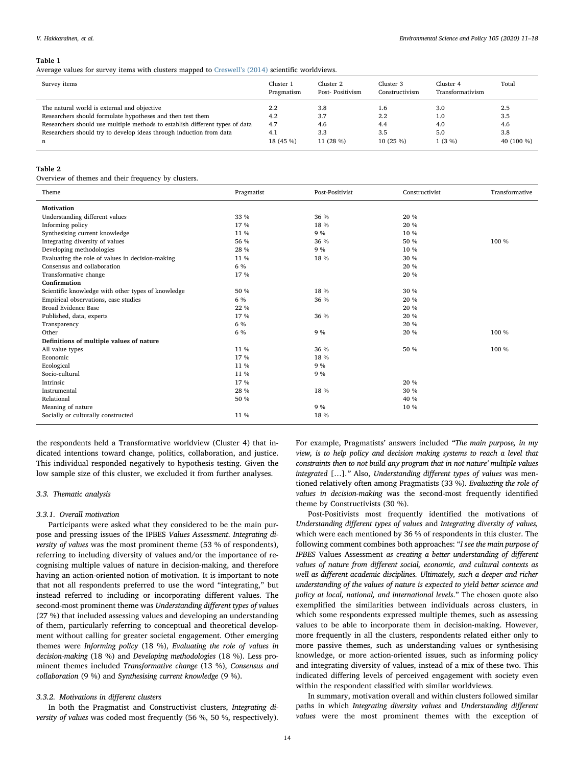**Table 1**
Average values for survey items with clusters mapped to Creswell's (2014) scientific worldviews.

| Survey items | Cluster 1 Pragmatism | Cluster 2 Post- Positivism | Cluster 3 Constructivism | Cluster 4 Transformativism | Total |
|---|---|---|---|---|---|
| The natural world is external and objective | 2.2 | 3.8 | 1.6 | 3.0 | 2.5 |
| Researchers should formulate hypotheses and then test them | 4.2 | 3.7 | 2.2 | 1.0 | 3.5 |
| Researchers should use multiple methods to establish different types of data | 4.7 | 4.6 | 4.4 | 4.0 | 4.6 |
| Researchers should try to develop ideas through induction from data | 4.1 | 3.3 | 3.5 | 5.0 | 3.8 |
| n | 18 (45 %) | 11 (28 %) | 10 (25 %) | 1 (3 %) | 40 (100 %) |

**Table 2**
Overview of themes and their frequency by clusters.

| Theme | Pragmatist | Post-Positivist | Constructivist | Transformative |
|---|---|---|---|---|
| **Motivation** | | | | |
| Understanding different values | 33 % | 36 % | 20 % | |
| Informing policy | 17 % | 18 % | 20 % | |
| Synthesising current knowledge | 11 % | 9 % | 10 % | |
| Integrating diversity of values | 56 % | 36 % | 50 % | 100 % |
| Developing methodologies | 28 % | 9 % | 10 % | |
| Evaluating the role of values in decision-making | 11 % | 18 % | 30 % | |
| Consensus and collaboration | 6 % | | 20 % | |
| Transformative change | 17 % | | 20 % | |
| **Confirmation** | | | | |
| Scientific knowledge with other types of knowledge | 50 % | 18 % | 30 % | |
| Empirical observations, case studies | 6 % | 36 % | 20 % | |
| Broad Evidence Base | 22 % | | 20 % | |
| Published, data, experts | 17 % | 36 % | 20 % | |
| Transparency | 6 % | | 20 % | |
| Other | 6 % | 9 % | 20 % | 100 % |
| **Definitions of multiple values of nature** | | | | |
| All value types | 11 % | 36 % | 50 % | 100 % |
| Economic | 17 % | 18 % | | |
| Ecological | 11 % | 9 % | | |
| Socio-cultural | 11 % | 9 % | | |
| Intrinsic | 17 % | | 20 % | |
| Instrumental | 28 % | 18 % | 30 % | |
| Relational | 50 % | | 40 % | |
| Meaning of nature | | 9 % | 10 % | |
| Socially or culturally constructed | 11 % | 18 % | | |

the respondents held a Transformative worldview (Cluster 4) that indicated intentions toward change, politics, collaboration, and justice. This individual responded negatively to hypothesis testing. Given the low sample size of this cluster, we excluded it from further analyses.

### 3.3. Thematic analysis

#### 3.3.1. Overall motivation

Participants were asked what they considered to be the main purpose and pressing issues of the IPBES *Values Assessment*. *Integrating diversity of values* was the most prominent theme (53 % of respondents), referring to including diversity of values and/or the importance of recognising multiple values of nature in decision-making, and therefore having an action-oriented notion of motivation. It is important to note that not all respondents preferred to use the word "integrating," but instead referred to including or incorporating different values. The second-most prominent theme was *Understanding different types of values* (27 %) that included assessing values and developing an understanding of them, particularly referring to conceptual and theoretical development without calling for greater societal engagement. Other emerging themes were *Informing policy* (18 %), *Evaluating the role of values in decision-making* (18 %) and *Developing methodologies* (18 %). Less prominent themes included *Transformative change* (13 %), *Consensus and collaboration* (9 %) and *Synthesising current knowledge* (9 %).

#### 3.3.2. Motivations in different clusters

In both the Pragmatist and Constructivist clusters, *Integrating diversity of values* was coded most frequently (56 %, 50 %, respectively). For example, Pragmatists' answers included *"The main purpose, in my view, is to help policy and decision making systems to reach a level that constraints then to not build any program that in not nature' multiple values integrated […]."* Also, *Understanding different types of values* was mentioned relatively often among Pragmatists (33 %). *Evaluating the role of values in decision-making* was the second-most frequently identified theme by Constructivists (30 %).

Post-Positivists most frequently identified the motivations of *Understanding different types of values* and *Integrating diversity of values,* which were each mentioned by 36 % of respondents in this cluster. The following comment combines both approaches: "*I see the main purpose of IPBES* Values Assessment *as creating a better understanding of different values of nature from different social, economic, and cultural contexts as well as different academic disciplines. Ultimately, such a deeper and richer understanding of the values of nature is expected to yield better science and policy at local, national, and international levels.*" The chosen quote also exemplified the similarities between individuals across clusters, in which some respondents expressed multiple themes, such as assessing values to be able to incorporate them in decision-making. However, more frequently in all the clusters, respondents related either only to more passive themes, such as understanding values or synthesising knowledge, or more action-oriented issues, such as informing policy and integrating diversity of values, instead of a mix of these two. This indicated differing levels of perceived engagement with society even within the respondent classified with similar worldviews.

In summary, motivation overall and within clusters followed similar paths in which *Integrating diversity values* and *Understanding different values* were the most prominent themes with the exception of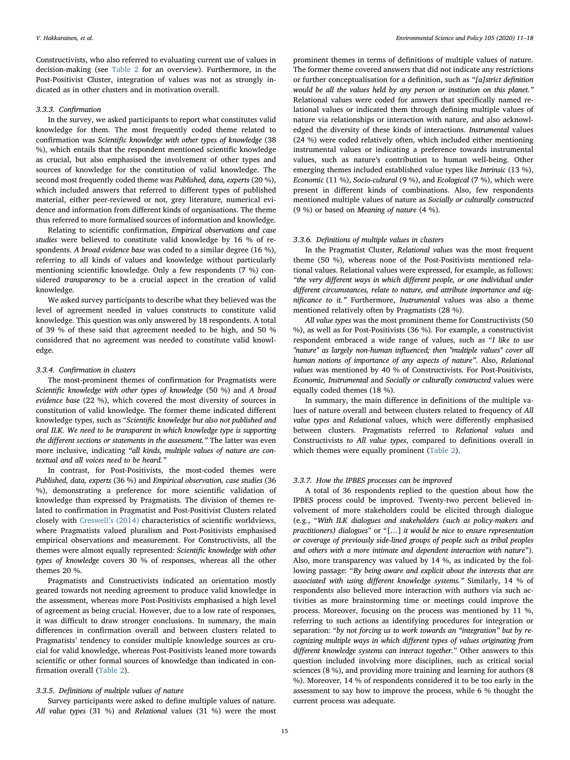Constructivists, who also referred to evaluating current use of values in decision-making (see Table 2 for an overview). Furthermore, in the Post-Positivist Cluster, integration of values was not as strongly indicated as in other clusters and in motivation overall.

### 3.3.3. Confirmation

In the survey, we asked participants to report what constitutes valid knowledge for them. The most frequently coded theme related to confirmation was *Scientific knowledge with other types of knowledge* (38 %), which entails that the respondent mentioned scientific knowledge as crucial, but also emphasised the involvement of other types and sources of knowledge for the constitution of valid knowledge. The second most frequently coded theme was *Published, data, experts* (20 %), which included answers that referred to different types of published material, either peer-reviewed or not, grey literature, numerical evidence and information from different kinds of organisations. The theme thus referred to more formalised sources of information and knowledge.

Relating to scientific confirmation, *Empirical observations and case studies* were believed to constitute valid knowledge by 16 % of respondents. *A broad evidence base* was coded to a similar degree (16 %), referring to all kinds of values and knowledge without particularly mentioning scientific knowledge. Only a few respondents (7 %) considered *transparency* to be a crucial aspect in the creation of valid knowledge.

We asked survey participants to describe what they believed was the level of agreement needed in values constructs to constitute valid knowledge. This question was only answered by 18 respondents. A total of 39 % of these said that agreement needed to be high, and 50 % considered that no agreement was needed to constitute valid knowledge.

### 3.3.4. Confirmation in clusters

The most-prominent themes of confirmation for Pragmatists were *Scientific knowledge with other types of knowledge* (50 %) and *A broad evidence base* (22 %), which covered the most diversity of sources in constitution of valid knowledge. The former theme indicated different knowledge types, such as "*Scientific knowledge but also not published and oral ILK. We need to be transparent in which knowledge type is supporting the different sections or statements in the assessment.*" The latter was even more inclusive, indicating *"all kinds, multiple values of nature are contextual and all voices need to be heard."*

In contrast, for Post-Positivists, the most-coded themes were *Published, data, experts* (36 %) and *Empirical observation, case studies* (36 %), demonstrating a preference for more scientific validation of knowledge than expressed by Pragmatists. The division of themes related to confirmation in Pragmatist and Post-Positivist Clusters related closely with Creswell's (2014) characteristics of scientific worldviews, where Pragmatists valued pluralism and Post-Positivists emphasised empirical observations and measurement. For Constructivists, all the themes were almost equally represented: *Scientific knowledge with other types of knowledge* covers 30 % of responses, whereas all the other themes 20 %.

Pragmatists and Constructivists indicated an orientation mostly geared towards not needing agreement to produce valid knowledge in the assessment, whereas more Post-Positivists emphasised a high level of agreement as being crucial. However, due to a low rate of responses, it was difficult to draw stronger conclusions. In summary, the main differences in confirmation overall and between clusters related to Pragmatists' tendency to consider multiple knowledge sources as crucial for valid knowledge, whereas Post-Positivists leaned more towards scientific or other formal sources of knowledge than indicated in confirmation overall (Table 2).

### 3.3.5. Definitions of multiple values of nature

Survey participants were asked to define multiple values of nature. *All value types* (31 %) and *Relational* values (31 %) were the most prominent themes in terms of definitions of multiple values of nature. The former theme covered answers that did not indicate any restrictions or further conceptualisation for a definition, such as *"[a]strict definition would be all the values held by any person or institution on this planet."* Relational values were coded for answers that specifically named relational values or indicated them through defining multiple values of nature via relationships or interaction with nature, and also acknowledged the diversity of these kinds of interactions. *Instrumental* values (24 %) were coded relatively often, which included either mentioning instrumental values or indicating a preference towards instrumental values, such as nature's contribution to human well-being. Other emerging themes included established value types like *Intrinsic* (13 %), *Economic* (11 %), *Socio-cultural* (9 %), and *Ecological* (7 %), which were present in different kinds of combinations. Also, few respondents mentioned multiple values of nature as *Socially or culturally constructed* (9 %) or based on *Meaning of nature* (4 %).

### 3.3.6. Definitions of multiple values in clusters

In the Pragmatist Cluster, *Relational values* was the most frequent theme (50 %), whereas none of the Post-Positivists mentioned relational values. Relational values were expressed, for example, as follows: *"the very different ways in which different people, or one individual under different circumstances, relate to nature, and attribute importance and significance to it."* Furthermore, *Instrumental* values was also a theme mentioned relatively often by Pragmatists (28 %).

*All value types* was the most prominent theme for Constructivists (50 %), as well as for Post-Positivists (36 %). For example, a constructivist respondent embraced a wide range of values, such as "*I like to use "nature" as largely non-human influenced; then "multiple values" cover all human notions of importance of any aspects of nature*". Also, *Relational values* was mentioned by 40 % of Constructivists. For Post-Positivists, *Economic, Instrumental* and *Socially or culturally constructed* values were equally coded themes (18 %).

In summary, the main difference in definitions of the multiple values of nature overall and between clusters related to frequency of *All value types* and *Relational* values, which were differently emphasised between clusters. Pragmatists referred to *Relational values* and Constructivists *to All value types*, compared to definitions overall in which themes were equally prominent (Table 2).

### 3.3.7. How the IPBES processes can be improved

A total of 36 respondents replied to the question about how the IPBES process could be improved. Twenty-two percent believed involvement of more stakeholders could be elicited through dialogue (e.g., "*With ILK dialogues and stakeholders (such as policy-makers and practitioners) dialogues*" or "[…] *it would be nice to ensure representation or coverage of previously side-lined groups of people such as tribal peoples and others with a more intimate and dependent interaction with nature*"). Also, more transparency was valued by 14 %, as indicated by the following passage: "*By being aware and explicit about the interests that are associated with using different knowledge systems.*" Similarly, 14 % of respondents also believed more interaction with authors via such activities as more brainstorming time or meetings could improve the process. Moreover, focusing on the process was mentioned by 11 %, referring to such actions as identifying procedures for integration or separation: "*by not forcing us to work towards an "integration" but by recognizing multiple ways in which different types of values originating from different knowledge systems can interact together.*" Other answers to this question included involving more disciplines, such as critical social sciences (8 %), and providing more training and learning for authors (8 %). Moreover, 14 % of respondents considered it to be too early in the assessment to say how to improve the process, while 6 % thought the current process was adequate.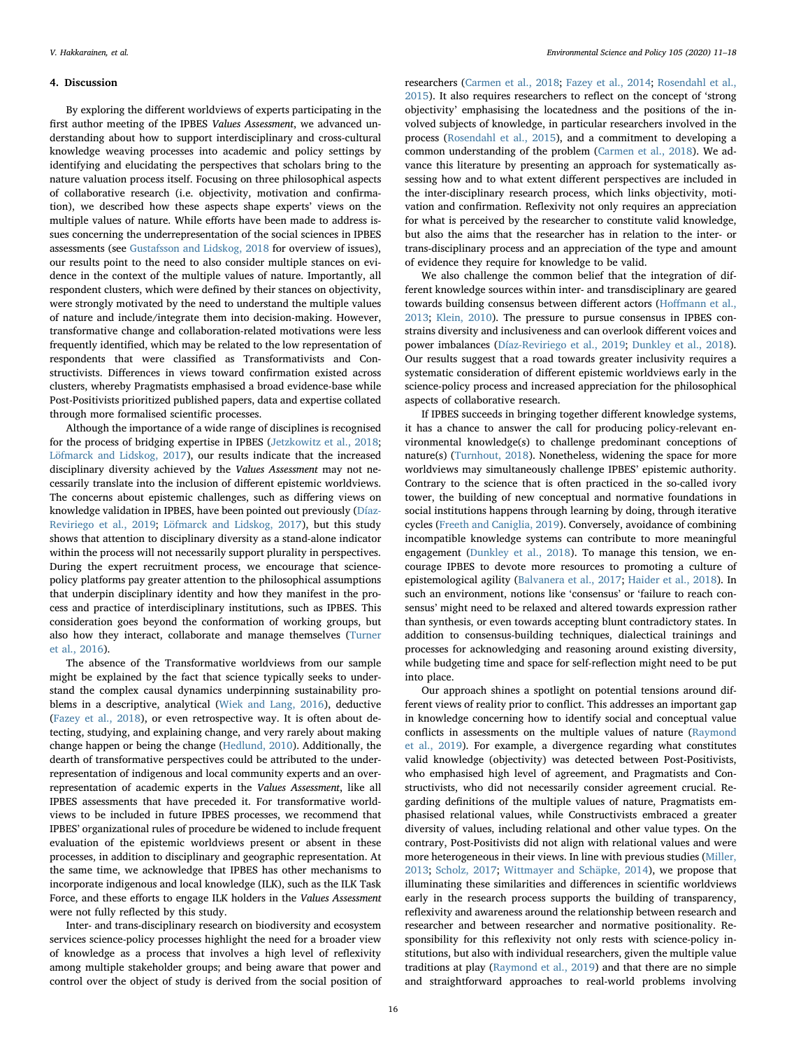## 4. Discussion

By exploring the different worldviews of experts participating in the first author meeting of the IPBES *Values Assessment*, we advanced understanding about how to support interdisciplinary and cross-cultural knowledge weaving processes into academic and policy settings by identifying and elucidating the perspectives that scholars bring to the nature valuation process itself. Focusing on three philosophical aspects of collaborative research (i.e. objectivity, motivation and confirmation), we described how these aspects shape experts' views on the multiple values of nature. While efforts have been made to address issues concerning the underrepresentation of the social sciences in IPBES assessments (see Gustafsson and Lidskog, 2018 for overview of issues), our results point to the need to also consider multiple stances on evidence in the context of the multiple values of nature. Importantly, all respondent clusters, which were defined by their stances on objectivity, were strongly motivated by the need to understand the multiple values of nature and include/integrate them into decision-making. However, transformative change and collaboration-related motivations were less frequently identified, which may be related to the low representation of respondents that were classified as Transformativists and Constructivists. Differences in views toward confirmation existed across clusters, whereby Pragmatists emphasised a broad evidence-base while Post-Positivists prioritized published papers, data and expertise collated through more formalised scientific processes.

Although the importance of a wide range of disciplines is recognised for the process of bridging expertise in IPBES (Jetzkowitz et al., 2018; Löfmarck and Lidskog, 2017), our results indicate that the increased disciplinary diversity achieved by the *Values Assessment* may not necessarily translate into the inclusion of different epistemic worldviews. The concerns about epistemic challenges, such as differing views on knowledge validation in IPBES, have been pointed out previously (Díaz-Reviriego et al., 2019; Löfmarck and Lidskog, 2017), but this study shows that attention to disciplinary diversity as a stand-alone indicator within the process will not necessarily support plurality in perspectives. During the expert recruitment process, we encourage that science-policy platforms pay greater attention to the philosophical assumptions that underpin disciplinary identity and how they manifest in the process and practice of interdisciplinary institutions, such as IPBES. This consideration goes beyond the conformation of working groups, but also how they interact, collaborate and manage themselves (Turner et al., 2016).

The absence of the Transformative worldviews from our sample might be explained by the fact that science typically seeks to understand the complex causal dynamics underpinning sustainability problems in a descriptive, analytical (Wiek and Lang, 2016), deductive (Fazey et al., 2018), or even retrospective way. It is often about detecting, studying, and explaining change, and very rarely about making change happen or being the change (Hedlund, 2010). Additionally, the dearth of transformative perspectives could be attributed to the underrepresentation of indigenous and local community experts and an overrepresentation of academic experts in the *Values Assessment*, like all IPBES assessments that have preceded it. For transformative worldviews to be included in future IPBES processes, we recommend that IPBES' organizational rules of procedure be widened to include frequent evaluation of the epistemic worldviews present or absent in these processes, in addition to disciplinary and geographic representation. At the same time, we acknowledge that IPBES has other mechanisms to incorporate indigenous and local knowledge (ILK), such as the ILK Task Force, and these efforts to engage ILK holders in the *Values Assessment* were not fully reflected by this study.

Inter- and trans-disciplinary research on biodiversity and ecosystem services science-policy processes highlight the need for a broader view of knowledge as a process that involves a high level of reflexivity among multiple stakeholder groups; and being aware that power and control over the object of study is derived from the social position of researchers (Carmen et al., 2018; Fazey et al., 2014; Rosendahl et al., 2015). It also requires researchers to reflect on the concept of 'strong objectivity' emphasising the locatedness and the positions of the involved subjects of knowledge, in particular researchers involved in the process (Rosendahl et al., 2015), and a commitment to developing a common understanding of the problem (Carmen et al., 2018). We advance this literature by presenting an approach for systematically assessing how and to what extent different perspectives are included in the inter-disciplinary research process, which links objectivity, motivation and confirmation. Reflexivity not only requires an appreciation for what is perceived by the researcher to constitute valid knowledge, but also the aims that the researcher has in relation to the inter- or trans-disciplinary process and an appreciation of the type and amount of evidence they require for knowledge to be valid.

We also challenge the common belief that the integration of different knowledge sources within inter- and transdisciplinary are geared towards building consensus between different actors (Hoffmann et al., 2013; Klein, 2010). The pressure to pursue consensus in IPBES constrains diversity and inclusiveness and can overlook different voices and power imbalances (Díaz-Reviriego et al., 2019; Dunkley et al., 2018). Our results suggest that a road towards greater inclusivity requires a systematic consideration of different epistemic worldviews early in the science-policy process and increased appreciation for the philosophical aspects of collaborative research.

If IPBES succeeds in bringing together different knowledge systems, it has a chance to answer the call for producing policy-relevant environmental knowledge(s) to challenge predominant conceptions of nature(s) (Turnhout, 2018). Nonetheless, widening the space for more worldviews may simultaneously challenge IPBES' epistemic authority. Contrary to the science that is often practiced in the so-called ivory tower, the building of new conceptual and normative foundations in social institutions happens through learning by doing, through iterative cycles (Freeth and Caniglia, 2019). Conversely, avoidance of combining incompatible knowledge systems can contribute to more meaningful engagement (Dunkley et al., 2018). To manage this tension, we encourage IPBES to devote more resources to promoting a culture of epistemological agility (Balvanera et al., 2017; Haider et al., 2018). In such an environment, notions like 'consensus' or 'failure to reach consensus' might need to be relaxed and altered towards expression rather than synthesis, or even towards accepting blunt contradictory states. In addition to consensus-building techniques, dialectical trainings and processes for acknowledging and reasoning around existing diversity, while budgeting time and space for self-reflection might need to be put into place.

Our approach shines a spotlight on potential tensions around different views of reality prior to conflict. This addresses an important gap in knowledge concerning how to identify social and conceptual value conflicts in assessments on the multiple values of nature (Raymond et al., 2019). For example, a divergence regarding what constitutes valid knowledge (objectivity) was detected between Post-Positivists, who emphasised high level of agreement, and Pragmatists and Constructivists, who did not necessarily consider agreement crucial. Regarding definitions of the multiple values of nature, Pragmatists emphasised relational values, while Constructivists embraced a greater diversity of values, including relational and other value types. On the contrary, Post-Positivists did not align with relational values and were more heterogeneous in their views. In line with previous studies (Miller, 2013; Scholz, 2017; Wittmayer and Schäpke, 2014), we propose that illuminating these similarities and differences in scientific worldviews early in the research process supports the building of transparency, reflexivity and awareness around the relationship between research and researcher and between researcher and normative positionality. Responsibility for this reflexivity not only rests with science-policy institutions, but also with individual researchers, given the multiple value traditions at play (Raymond et al., 2019) and that there are no simple and straightforward approaches to real-world problems involving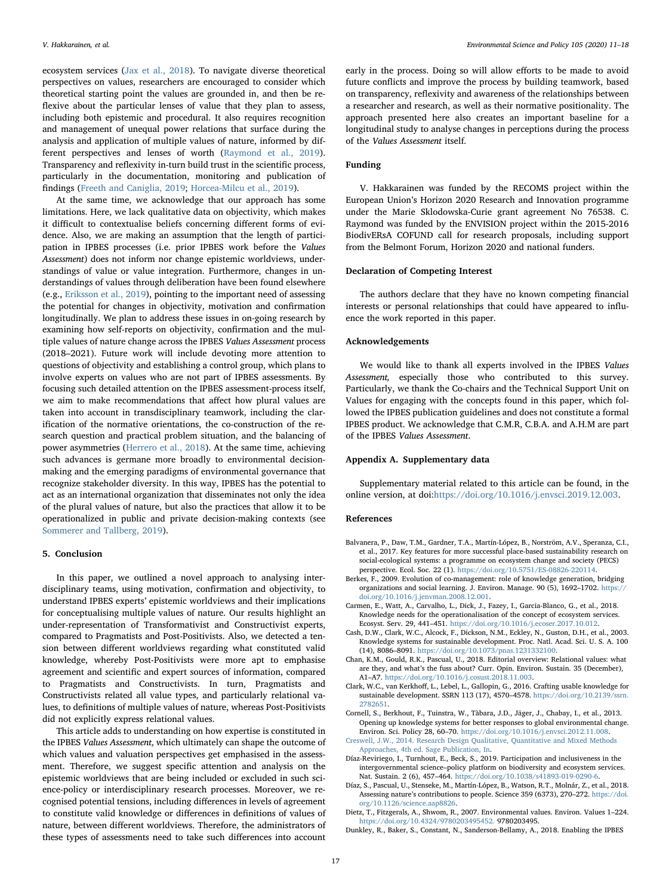ecosystem services (Jax et al., 2018). To navigate diverse theoretical perspectives on values, researchers are encouraged to consider which theoretical starting point the values are grounded in, and then be reflexive about the particular lenses of value that they plan to assess, including both epistemic and procedural. It also requires recognition and management of unequal power relations that surface during the analysis and application of multiple values of nature, informed by different perspectives and lenses of worth (Raymond et al., 2019). Transparency and reflexivity in-turn build trust in the scientific process, particularly in the documentation, monitoring and publication of findings (Freeth and Caniglia, 2019; Horcea-Milcu et al., 2019).

At the same time, we acknowledge that our approach has some limitations. Here, we lack qualitative data on objectivity, which makes it difficult to contextualise beliefs concerning different forms of evidence. Also, we are making an assumption that the length of participation in IPBES processes (i.e. prior IPBES work before the *Values Assessment*) does not inform nor change epistemic worldviews, understandings of value or value integration. Furthermore, changes in understandings of values through deliberation have been found elsewhere (e.g., Eriksson et al., 2019), pointing to the important need of assessing the potential for changes in objectivity, motivation and confirmation longitudinally. We plan to address these issues in on-going research by examining how self-reports on objectivity, confirmation and the multiple values of nature change across the IPBES *Values Assessment* process (2018–2021). Future work will include devoting more attention to questions of objectivity and establishing a control group, which plans to involve experts on values who are not part of IPBES assessments. By focusing such detailed attention on the IPBES assessment-process itself, we aim to make recommendations that affect how plural values are taken into account in transdisciplinary teamwork, including the clarification of the normative orientations, the co-construction of the research question and practical problem situation, and the balancing of power asymmetries (Herrero et al., 2018). At the same time, achieving such advances is germane more broadly to environmental decision-making and the emerging paradigms of environmental governance that recognize stakeholder diversity. In this way, IPBES has the potential to act as an international organization that disseminates not only the idea of the plural values of nature, but also the practices that allow it to be operationalized in public and private decision-making contexts (see Sommerer and Tallberg, 2019).

## 5. Conclusion

In this paper, we outlined a novel approach to analysing interdisciplinary teams, using motivation, confirmation and objectivity, to understand IPBES experts' epistemic worldviews and their implications for conceptualising multiple values of nature. Our results highlight an under-representation of Transformativist and Constructivist experts, compared to Pragmatists and Post-Positivists. Also, we detected a tension between different worldviews regarding what constituted valid knowledge, whereby Post-Positivists were more apt to emphasise agreement and scientific and expert sources of information, compared to Pragmatists and Constructivists. In turn, Pragmatists and Constructivists related all value types, and particularly relational values, to definitions of multiple values of nature, whereas Post-Positivists did not explicitly express relational values.

This article adds to understanding on how expertise is constituted in the IPBES *Values Assessment*, which ultimately can shape the outcome of which values and valuation perspectives get emphasised in the assessment. Therefore, we suggest specific attention and analysis on the epistemic worldviews that are being included or excluded in such science-policy or interdisciplinary research processes. Moreover, we recognised potential tensions, including differences in levels of agreement to constitute valid knowledge or differences in definitions of values of nature, between different worldviews. Therefore, the administrators of these types of assessments need to take such differences into account early in the process. Doing so will allow efforts to be made to avoid future conflicts and improve the process by building teamwork, based on transparency, reflexivity and awareness of the relationships between a researcher and research, as well as their normative positionality. The approach presented here also creates an important baseline for a longitudinal study to analyse changes in perceptions during the process of the *Values Assessment* itself.

## Funding

V. Hakkarainen was funded by the RECOMS project within the European Union's Horizon 2020 Research and Innovation programme under the Marie Sklodowska-Curie grant agreement No 76538. C. Raymond was funded by the ENVISION project within the 2015-2016 BiodivERsA COFUND call for research proposals, including support from the Belmont Forum, Horizon 2020 and national funders.

## Declaration of Competing Interest

The authors declare that they have no known competing financial interests or personal relationships that could have appeared to influence the work reported in this paper.

## Acknowledgements

We would like to thank all experts involved in the IPBES *Values Assessment,* especially those who contributed to this survey. Particularly, we thank the Co-chairs and the Technical Support Unit on Values for engaging with the concepts found in this paper, which followed the IPBES publication guidelines and does not constitute a formal IPBES product. We acknowledge that C.M.R, C.B.A. and A.H.M are part of the IPBES *Values Assessment*.

## Appendix A. Supplementary data

Supplementary material related to this article can be found, in the online version, at doi:https://doi.org/10.1016/j.envsci.2019.12.003.

## References

Balvanera, P., Daw, T.M., Gardner, T.A., Martín-López, B., Norström, A.V., Speranza, C.I., et al., 2017. Key features for more successful place-based sustainability research on social-ecological systems: a programme on ecosystem change and society (PECS) perspective. Ecol. Soc. 22 (1). https://doi.org/10.5751/ES-08826-220114.

Berkes, F., 2009. Evolution of co-management: role of knowledge generation, bridging organizations and social learning. J. Environ. Manage. 90 (5), 1692–1702. https://doi.org/10.1016/j.jenvman.2008.12.001.

Carmen, E., Watt, A., Carvalho, L., Dick, J., Fazey, I., Garcia-Blanco, G., et al., 2018. Knowledge needs for the operationalisation of the concept of ecosystem services. Ecosyst. Serv. 29, 441–451. https://doi.org/10.1016/j.ecoser.2017.10.012.

Cash, D.W., Clark, W.C., Alcock, F., Dickson, N.M., Eckley, N., Guston, D.H., et al., 2003. Knowledge systems for sustainable development. Proc. Natl. Acad. Sci. U. S. A. 100 (14), 8086–8091. https://doi.org/10.1073/pnas.1231332100.

Chan, K.M., Gould, R.K., Pascual, U., 2018. Editorial overview: Relational values: what are they, and what's the fuss about? Curr. Opin. Environ. Sustain. 35 (December), A1–A7. https://doi.org/10.1016/j.cosust.2018.11.003.

Clark, W.C., van Kerkhoff, L., Lebel, L., Gallopin, G., 2016. Crafting usable knowledge for sustainable development. SSRN 113 (17), 4570–4578. https://doi.org/10.2139/ssrn.2782651.

Cornell, S., Berkhout, F., Tuinstra, W., Tàbara, J.D., Jäger, J., Chabay, I., et al., 2013. Opening up knowledge systems for better responses to global environmental change. Environ. Sci. Policy 28, 60–70. https://doi.org/10.1016/j.envsci.2012.11.008.

Creswell, J.W., 2014. Research Design Qualitative, Quantitative and Mixed Methods Approaches, 4th ed. Sage Publication, In.

Díaz-Reviriego, I., Turnhout, E., Beck, S., 2019. Participation and inclusiveness in the intergovernmental science–policy platform on biodiversity and ecosystem services. Nat. Sustain. 2 (6), 457–464. https://doi.org/10.1038/s41893-019-0290-6.

Díaz, S., Pascual, U., Stenseke, M., Martín-López, B., Watson, R.T., Molnár, Z., et al., 2018. Assessing nature's contributions to people. Science 359 (6373), 270–272. https://doi.org/10.1126/science.aap8826.

Dietz, T., Fitzgerals, A., Shwom, R., 2007. Environmental values. Environ. Values 1–224. https://doi.org/10.4324/9780203495452. 9780203495.

Dunkley, R., Baker, S., Constant, N., Sanderson-Bellamy, A., 2018. Enabling the IPBES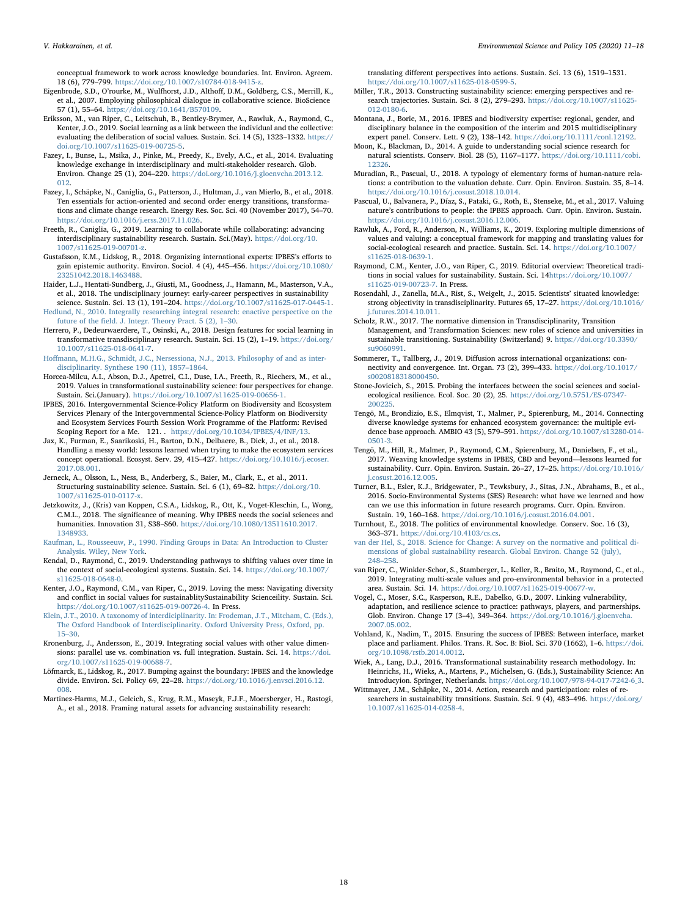conceptual framework to work across knowledge boundaries. Int. Environ. Agreem. 18 (6), 779–799. https://doi.org/10.1007/s10784-018-9415-z.

Eigenbrode, S.D., O'rourke, M., Wulfhorst, J.D., Althoff, D.M., Goldberg, C.S., Merrill, K., et al., 2007. Employing philosophical dialogue in collaborative science. BioScience 57 (1), 55–64. https://doi.org/10.1641/B570109.

Eriksson, M., van Riper, C., Leitschuh, B., Bentley-Brymer, A., Rawluk, A., Raymond, C., Kenter, J.O., 2019. Social learning as a link between the individual and the collective: evaluating the deliberation of social values. Sustain. Sci. 14 (5), 1323–1332. https://doi.org/10.1007/s11625-019-00725-5.

Fazey, I., Bunse, L., Msika, J., Pinke, M., Preedy, K., Evely, A.C., et al., 2014. Evaluating knowledge exchange in interdisciplinary and multi-stakeholder research. Glob. Environ. Change 25 (1), 204–220. https://doi.org/10.1016/j.gloenvcha.2013.12.012.

Fazey, I., Schäpke, N., Caniglia, G., Patterson, J., Hultman, J., van Mierlo, B., et al., 2018. Ten essentials for action-oriented and second order energy transitions, transformations and climate change research. Energy Res. Soc. Sci. 40 (November 2017), 54–70. https://doi.org/10.1016/j.erss.2017.11.026.

Freeth, R., Caniglia, G., 2019. Learning to collaborate while collaborating: advancing interdisciplinary sustainability research. Sustain. Sci.(May). https://doi.org/10.1007/s11625-019-00701-z.

Gustafsson, K.M., Lidskog, R., 2018. Organizing international experts: IPBES's efforts to gain epistemic authority. Environ. Sociol. 4 (4), 445–456. https://doi.org/10.1080/23251042.2018.1463488.

Haider, L.J., Hentati-Sundberg, J., Giusti, M., Goodness, J., Hamann, M., Masterson, V.A., et al., 2018. The undisciplinary journey: early-career perspectives in sustainability science. Sustain. Sci. 13 (1), 191–204. https://doi.org/10.1007/s11625-017-0445-1.

Hedlund, N., 2010. Integrally researching integral research: enactive perspective on the future of the field. J. Integr. Theory Pract. 5 (2), 1–30.

Herrero, P., Dedeurwaerdere, T., Osinski, A., 2018. Design features for social learning in transformative transdisciplinary research. Sustain. Sci. 15 (2), 1–19. https://doi.org/10.1007/s11625-018-0641-7.

Hoffmann, M.H.G., Schmidt, J.C., Nersessiona, N.J., 2013. Philosophy of and as interdisciplinarity. Synthese 190 (11), 1857–1864.

Horcea-Milcu, A.I., Abson, D.J., Apetrei, C.I., Duse, I.A., Freeth, R., Riechers, M., et al., 2019. Values in transformational sustainability science: four perspectives for change. Sustain. Sci.(January). https://doi.org/10.1007/s11625-019-00656-1.

IPBES, 2016. Intergovernmental Science-Policy Platform on Biodiversity and Ecosystem Services Plenary of the Intergovernmental Science-Policy Platform on Biodiversity and Ecosystem Services Fourth Session Work Programme of the Platform: Revised Scoping Report for a Me. 121. . https://doi.org/10.1034/IPBES/4/INF/13.

Jax, K., Furman, E., Saarikoski, H., Barton, D.N., Delbaere, B., Dick, J., et al., 2018. Handling a messy world: lessons learned when trying to make the ecosystem services concept operational. Ecosyst. Serv. 29, 415–427. https://doi.org/10.1016/j.ecoser.2017.08.001.

Jerneck, A., Olsson, L., Ness, B., Anderberg, S., Baier, M., Clark, E., et al., 2011. Structuring sustainability science. Sustain. Sci. 6 (1), 69–82. https://doi.org/10.1007/s11625-010-0117-x.

Jetzkowitz, J., (Kris) van Koppen, C.S.A., Lidskog, R., Ott, K., Voget-Kleschin, L., Wong, C.M.L., 2018. The significance of meaning. Why IPBES needs the social sciences and humanities. Innovation 31, S38–S60. https://doi.org/10.1080/13511610.2017.1348933.

Kaufman, L., Rousseeuw, P., 1990. Finding Groups in Data: An Introduction to Cluster Analysis. Wiley, New York.

Kendal, D., Raymond, C., 2019. Understanding pathways to shifting values over time in the context of social-ecological systems. Sustain. Sci. 14. https://doi.org/10.1007/s11625-018-0648-0.

Kenter, J.O., Raymond, C.M., van Riper, C., 2019. Loving the mess: Navigating diversity and conflict in social values for sustainablitySustainability Scienceility. Sustain. Sci. https://doi.org/10.1007/s11625-019-00726-4. In Press.

Klein, J.T., 2010. A taxonomy of interdiciplinarity. In: Frodeman, J.T., Mitcham, C. (Eds.), The Oxford Handbook of Interdisciplinarity. Oxford University Press, Oxford, pp. 15–30.

Kronenburg, J., Andersson, E., 2019. Integrating social values with other value dimensions: parallel use vs. combination vs. full integration. Sustain. Sci. 14. https://doi.org/10.1007/s11625-019-00688-7.

Löfmarck, E., Lidskog, R., 2017. Bumping against the boundary: IPBES and the knowledge divide. Environ. Sci. Policy 69, 22–28. https://doi.org/10.1016/j.envsci.2016.12.008.

Martinez-Harms, M.J., Gelcich, S., Krug, R.M., Maseyk, F.J.F., Moersberger, H., Rastogi, A., et al., 2018. Framing natural assets for advancing sustainability research: translating different perspectives into actions. Sustain. Sci. 13 (6), 1519–1531. https://doi.org/10.1007/s11625-018-0599-5.

Miller, T.R., 2013. Constructing sustainability science: emerging perspectives and research trajectories. Sustain. Sci. 8 (2), 279–293. https://doi.org/10.1007/s11625-012-0180-6.

Montana, J., Borie, M., 2016. IPBES and biodiversity expertise: regional, gender, and disciplinary balance in the composition of the interim and 2015 multidisciplinary expert panel. Conserv. Lett. 9 (2), 138–142. https://doi.org/10.1111/conl.12192.

Moon, K., Blackman, D., 2014. A guide to understanding social science research for natural scientists. Conserv. Biol. 28 (5), 1167–1177. https://doi.org/10.1111/cobi.12326.

Muradian, R., Pascual, U., 2018. A typology of elementary forms of human-nature relations: a contribution to the valuation debate. Curr. Opin. Environ. Sustain. 35, 8–14. https://doi.org/10.1016/j.cosust.2018.10.014.

Pascual, U., Balvanera, P., Díaz, S., Pataki, G., Roth, E., Stenseke, M., et al., 2017. Valuing nature's contributions to people: the IPBES approach. Curr. Opin. Environ. Sustain. https://doi.org/10.1016/j.cosust.2016.12.006.

Rawluk, A., Ford, R., Anderson, N., Williams, K., 2019. Exploring multiple dimensions of values and valuing: a conceptual framework for mapping and translating values for social-ecological research and practice. Sustain. Sci. 14. https://doi.org/10.1007/s11625-018-0639-1.

Raymond, C.M., Kenter, J.O., van Riper, C., 2019. Editorial overview: Theoretical traditions in social values for sustainability. Sustain. Sci. 14https://doi.org/10.1007/s11625-019-00723-7. In Press.

Rosendahl, J., Zanella, M.A., Rist, S., Weigelt, J., 2015. Scientists' situated knowledge: strong objectivity in transdisciplinarity. Futures 65, 17–27. https://doi.org/10.1016/j.futures.2014.10.011.

Scholz, R.W., 2017. The normative dimension in Transdisciplinarity, Transition Management, and Transformation Sciences: new roles of science and universities in sustainable transitioning. Sustainability (Switzerland) 9. https://doi.org/10.3390/su9060991.

Sommerer, T., Tallberg, J., 2019. Diffusion across international organizations: connectivity and convergence. Int. Organ. 73 (2), 399–433. https://doi.org/10.1017/s0020818318000450.

Stone-Jovicich, S., 2015. Probing the interfaces between the social sciences and social-ecological resilience. Ecol. Soc. 20 (2), 25. https://doi.org/10.5751/ES-07347-200225.

Tengö, M., Brondizio, E.S., Elmqvist, T., Malmer, P., Spierenburg, M., 2014. Connecting diverse knowledge systems for enhanced ecosystem governance: the multiple evidence base approach. AMBIO 43 (5), 579–591. https://doi.org/10.1007/s13280-014-0501-3.

Tengö, M., Hill, R., Malmer, P., Raymond, C.M., Spierenburg, M., Danielsen, F., et al., 2017. Weaving knowledge systems in IPBES, CBD and beyond—lessons learned for sustainability. Curr. Opin. Environ. Sustain. 26–27, 17–25. https://doi.org/10.1016/j.cosust.2016.12.005.

Turner, B.L., Esler, K.J., Bridgewater, P., Tewksbury, J., Sitas, J.N., Abrahams, B., et al., 2016. Socio-Environmental Systems (SES) Research: what have we learned and how can we use this information in future research programs. Curr. Opin. Environ. Sustain. 19, 160–168. https://doi.org/10.1016/j.cosust.2016.04.001.

Turnhout, E., 2018. The politics of environmental knowledge. Conserv. Soc. 16 (3), 363–371. https://doi.org/10.4103/cs.cs.

van der Hel, S., 2018. Science for Change: A survey on the normative and political dimensions of global sustainability research. Global Environ. Change 52 (july), 248–258.

van Riper, C., Winkler-Schor, S., Stamberger, L., Keller, R., Braito, M., Raymond, C., et al., 2019. Integrating multi-scale values and pro-environmental behavior in a protected area. Sustain. Sci. 14. https://doi.org/10.1007/s11625-019-00677-w.

Vogel, C., Moser, S.C., Kasperson, R.E., Dabelko, G.D., 2007. Linking vulnerability, adaptation, and resilience science to practice: pathways, players, and partnerships. Glob. Environ. Change 17 (3–4), 349–364. https://doi.org/10.1016/j.gloenvcha.2007.05.002.

Vohland, K., Nadim, T., 2015. Ensuring the success of IPBES: Between interface, market place and parliament. Philos. Trans. R. Soc. B: Biol. Sci. 370 (1662), 1–6. https://doi.org/10.1098/rstb.2014.0012.

Wiek, A., Lang, D.J., 2016. Transformational sustainability research methodology. In: Heinrichs, H., Wieks, A., Martens, P., Michelsen, G. (Eds.), Sustainability Science: An Introducyion. Springer, Netherlands. https://doi.org/10.1007/978-94-017-7242-6_3.

Wittmayer, J.M., Schäpke, N., 2014. Action, research and participation: roles of researchers in sustainability transitions. Sustain. Sci. 9 (4), 483–496. https://doi.org/10.1007/s11625-014-0258-4.